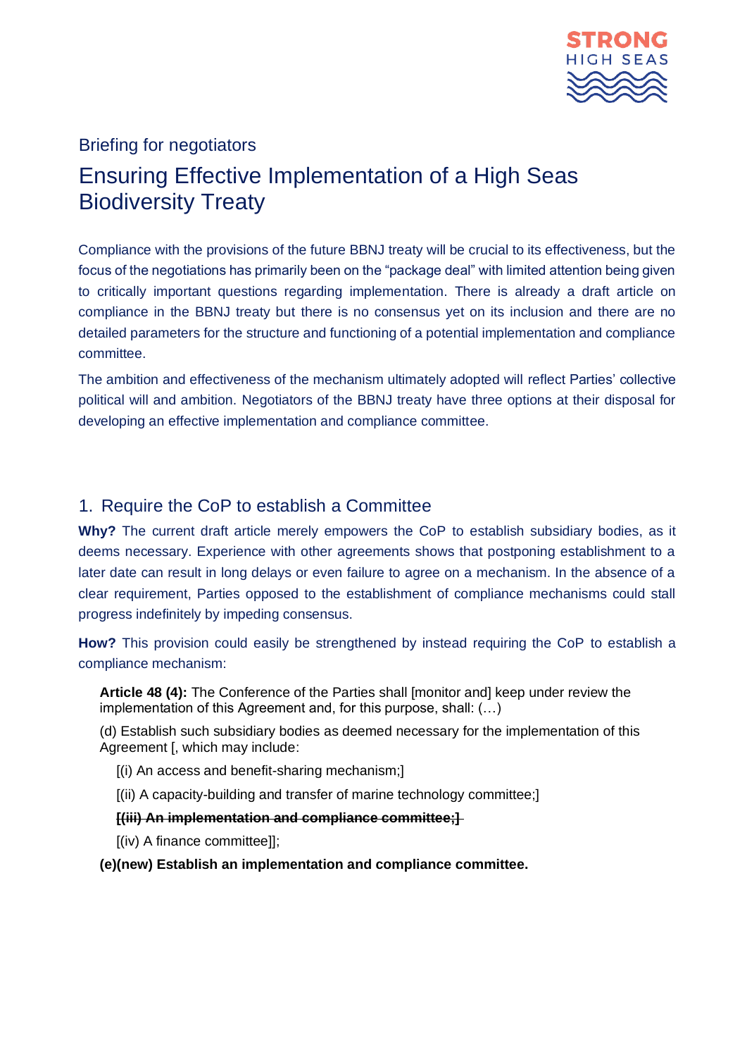Briefing for negotiators

# Ensuring Effective Implementation of a High Seas Biodiversity Treaty

Compliance with the provisions of the future BBNJ treaty will be crucial to its effectiveness, but the focus of the negotiations has primarily been on the "package deal" with limited attention being given to critically important questions regarding implementation. There is already a draft article on compliance in the BBNJ treaty but there is no consensus yet on its inclusion and there are no detailed parameters for the structure and functioning of a potential implementation and compliance committee.

The ambition and effectiveness of the mechanism ultimately adopted will reflect Parties' collective political will and ambition. Negotiators of the BBNJ treaty have three options at their disposal for developing an effective implementation and compliance committee.

## 1. Require the CoP to establish a Committee

**Why?** The current draft article merely empowers the CoP to establish subsidiary bodies, as it deems necessary. Experience with other agreements shows that postponing establishment to a later date can result in long delays or even failure to agree on a mechanism. In the absence of a clear requirement, Parties opposed to the establishment of compliance mechanisms could stall progress indefinitely by impeding consensus.

**How?** This provision could easily be strengthened by instead requiring the CoP to establish a compliance mechanism:

> **Article 48 (4):** The Conference of the Parties shall [monitor and] keep under review the implementation of this Agreement and, for this purpose, shall: (…)
>
> (d) Establish such subsidiary bodies as deemed necessary for the implementation of this Agreement [, which may include:
>
> [(i) An access and benefit-sharing mechanism;]
>
> [(ii) A capacity-building and transfer of marine technology committee;]
>
> ~~**[(iii) An implementation and compliance committee;]**~~
>
> [(iv) A finance committee]];
>
> **(e)(new) Establish an implementation and compliance committee.**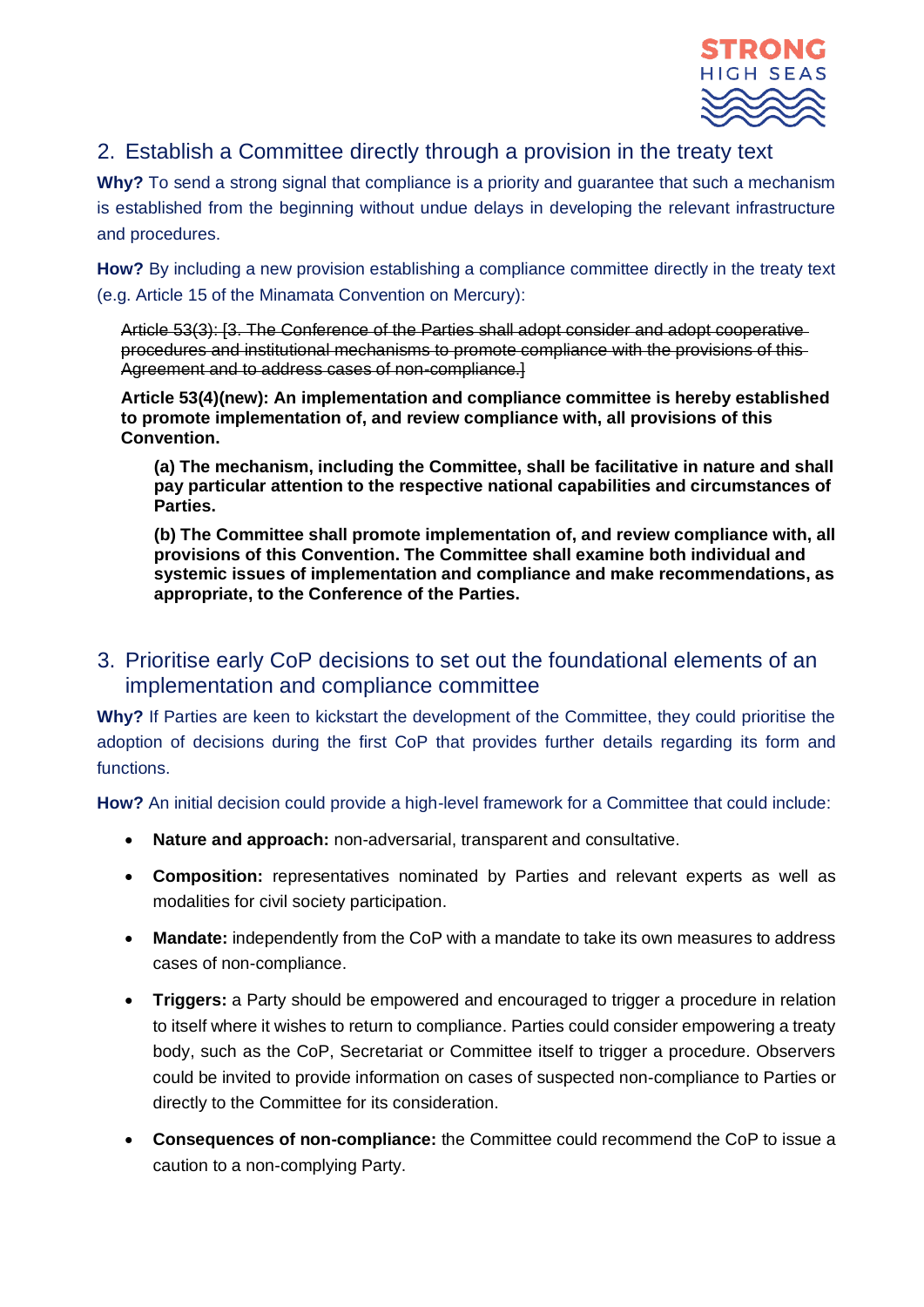## 2. Establish a Committee directly through a provision in the treaty text

**Why?** To send a strong signal that compliance is a priority and guarantee that such a mechanism is established from the beginning without undue delays in developing the relevant infrastructure and procedures.

**How?** By including a new provision establishing a compliance committee directly in the treaty text (e.g. Article 15 of the Minamata Convention on Mercury):

> ~~Article 53(3): [3. The Conference of the Parties shall adopt consider and adopt cooperative procedures and institutional mechanisms to promote compliance with the provisions of this Agreement and to address cases of non-compliance.]~~
>
> **Article 53(4)(new): An implementation and compliance committee is hereby established to promote implementation of, and review compliance with, all provisions of this Convention.**
>
> > **(a) The mechanism, including the Committee, shall be facilitative in nature and shall pay particular attention to the respective national capabilities and circumstances of Parties.**
> >
> > **(b) The Committee shall promote implementation of, and review compliance with, all provisions of this Convention. The Committee shall examine both individual and systemic issues of implementation and compliance and make recommendations, as appropriate, to the Conference of the Parties.**

## 3. Prioritise early CoP decisions to set out the foundational elements of an implementation and compliance committee

**Why?** If Parties are keen to kickstart the development of the Committee, they could prioritise the adoption of decisions during the first CoP that provides further details regarding its form and functions.

**How?** An initial decision could provide a high-level framework for a Committee that could include:

- **Nature and approach:** non-adversarial, transparent and consultative.
- **Composition:** representatives nominated by Parties and relevant experts as well as modalities for civil society participation.
- **Mandate:** independently from the CoP with a mandate to take its own measures to address cases of non-compliance.
- **Triggers:** a Party should be empowered and encouraged to trigger a procedure in relation to itself where it wishes to return to compliance. Parties could consider empowering a treaty body, such as the CoP, Secretariat or Committee itself to trigger a procedure. Observers could be invited to provide information on cases of suspected non-compliance to Parties or directly to the Committee for its consideration.
- **Consequences of non-compliance:** the Committee could recommend the CoP to issue a caution to a non-complying Party.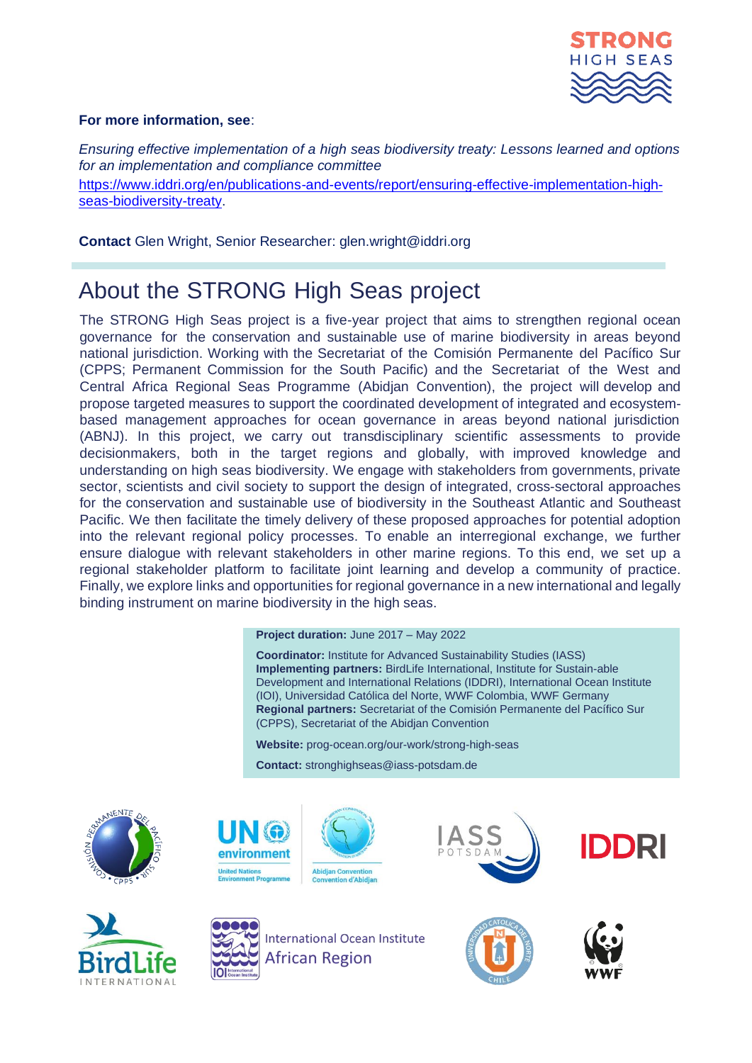**For more information, see**:

*Ensuring effective implementation of a high seas biodiversity treaty: Lessons learned and options for an implementation and compliance committee*

https://www.iddri.org/en/publications-and-events/report/ensuring-effective-implementation-high-seas-biodiversity-treaty.

**Contact** Glen Wright, Senior Researcher: glen.wright@iddri.org

# About the STRONG High Seas project

The STRONG High Seas project is a five-year project that aims to strengthen regional ocean governance for the conservation and sustainable use of marine biodiversity in areas beyond national jurisdiction. Working with the Secretariat of the Comisión Permanente del Pacífico Sur (CPPS; Permanent Commission for the South Pacific) and the Secretariat of the West and Central Africa Regional Seas Programme (Abidjan Convention), the project will develop and propose targeted measures to support the coordinated development of integrated and ecosystem-based management approaches for ocean governance in areas beyond national jurisdiction (ABNJ). In this project, we carry out transdisciplinary scientific assessments to provide decisionmakers, both in the target regions and globally, with improved knowledge and understanding on high seas biodiversity. We engage with stakeholders from governments, private sector, scientists and civil society to support the design of integrated, cross-sectoral approaches for the conservation and sustainable use of biodiversity in the Southeast Atlantic and Southeast Pacific. We then facilitate the timely delivery of these proposed approaches for potential adoption into the relevant regional policy processes. To enable an interregional exchange, we further ensure dialogue with relevant stakeholders in other marine regions. To this end, we set up a regional stakeholder platform to facilitate joint learning and develop a community of practice. Finally, we explore links and opportunities for regional governance in a new international and legally binding instrument on marine biodiversity in the high seas.

**Project duration:** June 2017 – May 2022

**Coordinator:** Institute for Advanced Sustainability Studies (IASS)
**Implementing partners:** BirdLife International, Institute for Sustain-able Development and International Relations (IDDRI), International Ocean Institute (IOI), Universidad Católica del Norte, WWF Colombia, WWF Germany
**Regional partners:** Secretariat of the Comisión Permanente del Pacífico Sur (CPPS), Secretariat of the Abidjan Convention

**Website:** prog-ocean.org/our-work/strong-high-seas

**Contact:** stronghighseas@iass-potsdam.de